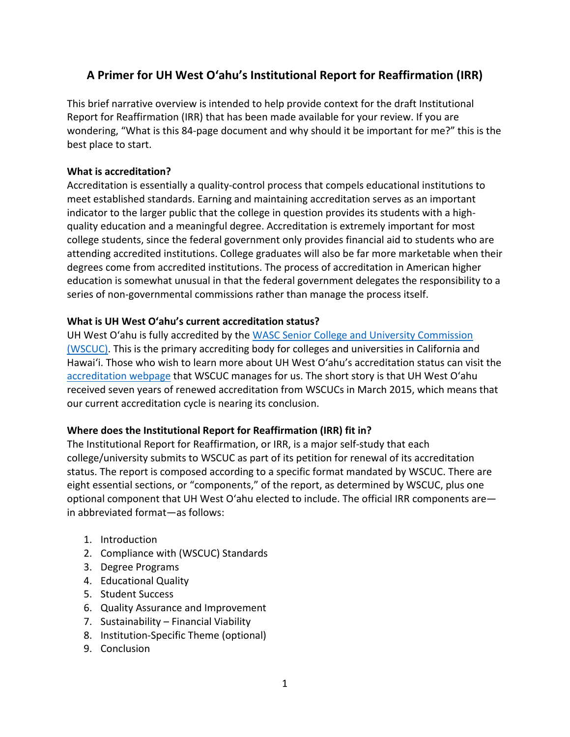# A Primer for UH West Oʻahu's Institutional Report for Reaffirmation (IRR)

This brief narrative overview is intended to help provide context for the draft Institutional Report for Reaffirmation (IRR) that has been made available for your review. If you are wondering, "What is this 84-page document and why should it be important for me?" this is the best place to start.

**What is accreditation?**

Accreditation is essentially a quality-control process that compels educational institutions to meet established standards. Earning and maintaining accreditation serves as an important indicator to the larger public that the college in question provides its students with a high-quality education and a meaningful degree. Accreditation is extremely important for most college students, since the federal government only provides financial aid to students who are attending accredited institutions. College graduates will also be far more marketable when their degrees come from accredited institutions. The process of accreditation in American higher education is somewhat unusual in that the federal government delegates the responsibility to a series of non-governmental commissions rather than manage the process itself.

**What is UH West Oʻahu's current accreditation status?**

UH West Oʻahu is fully accredited by the WASC Senior College and University Commission (WSCUC). This is the primary accrediting body for colleges and universities in California and Hawaiʻi. Those who wish to learn more about UH West Oʻahu's accreditation status can visit the accreditation webpage that WSCUC manages for us. The short story is that UH West Oʻahu received seven years of renewed accreditation from WSCUCs in March 2015, which means that our current accreditation cycle is nearing its conclusion.

**Where does the Institutional Report for Reaffirmation (IRR) fit in?**

The Institutional Report for Reaffirmation, or IRR, is a major self-study that each college/university submits to WSCUC as part of its petition for renewal of its accreditation status. The report is composed according to a specific format mandated by WSCUC. There are eight essential sections, or "components," of the report, as determined by WSCUC, plus one optional component that UH West Oʻahu elected to include. The official IRR components are—in abbreviated format—as follows:

1. Introduction
2. Compliance with (WSCUC) Standards
3. Degree Programs
4. Educational Quality
5. Student Success
6. Quality Assurance and Improvement
7. Sustainability – Financial Viability
8. Institution-Specific Theme (optional)
9. Conclusion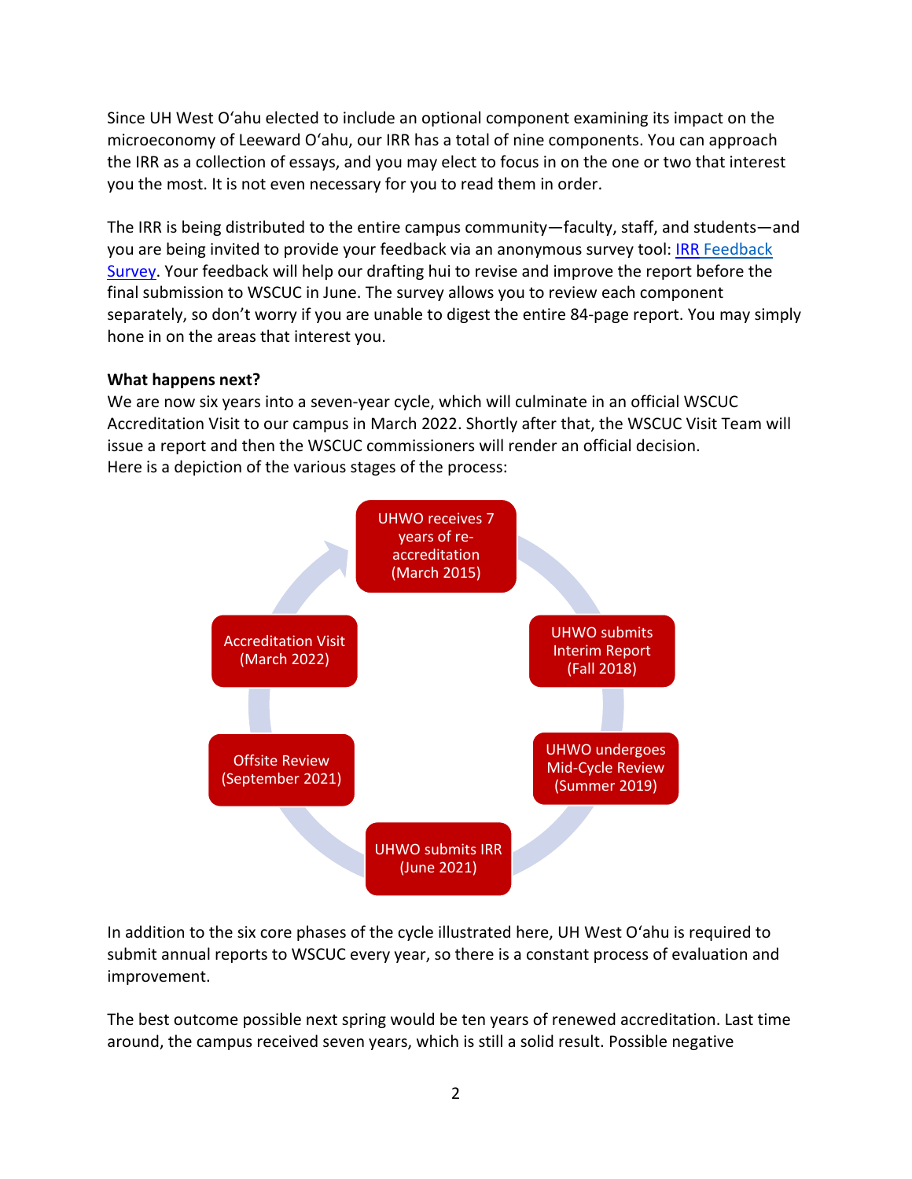Since UH West Oʻahu elected to include an optional component examining its impact on the microeconomy of Leeward Oʻahu, our IRR has a total of nine components. You can approach the IRR as a collection of essays, and you may elect to focus in on the one or two that interest you the most. It is not even necessary for you to read them in order.

The IRR is being distributed to the entire campus community—faculty, staff, and students—and you are being invited to provide your feedback via an anonymous survey tool: [IRR Feedback Survey](). Your feedback will help our drafting hui to revise and improve the report before the final submission to WSCUC in June. The survey allows you to review each component separately, so don't worry if you are unable to digest the entire 84-page report. You may simply hone in on the areas that interest you.

**What happens next?**

We are now six years into a seven-year cycle, which will culminate in an official WSCUC Accreditation Visit to our campus in March 2022. Shortly after that, the WSCUC Visit Team will issue a report and then the WSCUC commissioners will render an official decision. Here is a depiction of the various stages of the process:

- UHWO receives 7 years of re-accreditation (March 2015)
- UHWO submits Interim Report (Fall 2018)
- UHWO undergoes Mid-Cycle Review (Summer 2019)
- UHWO submits IRR (June 2021)
- Offsite Review (September 2021)
- Accreditation Visit (March 2022)

In addition to the six core phases of the cycle illustrated here, UH West Oʻahu is required to submit annual reports to WSCUC every year, so there is a constant process of evaluation and improvement.

The best outcome possible next spring would be ten years of renewed accreditation. Last time around, the campus received seven years, which is still a solid result. Possible negative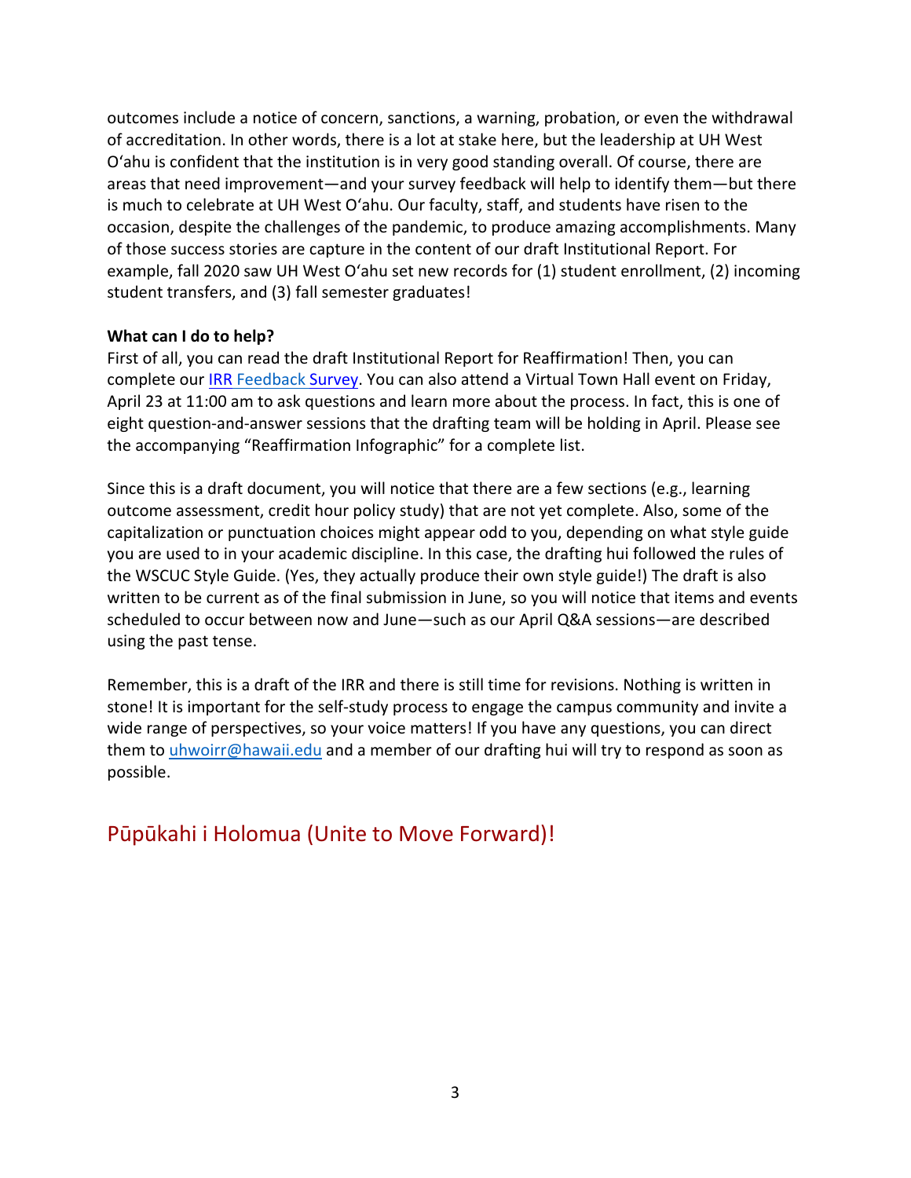outcomes include a notice of concern, sanctions, a warning, probation, or even the withdrawal of accreditation. In other words, there is a lot at stake here, but the leadership at UH West Oʻahu is confident that the institution is in very good standing overall. Of course, there are areas that need improvement—and your survey feedback will help to identify them—but there is much to celebrate at UH West Oʻahu. Our faculty, staff, and students have risen to the occasion, despite the challenges of the pandemic, to produce amazing accomplishments. Many of those success stories are capture in the content of our draft Institutional Report. For example, fall 2020 saw UH West Oʻahu set new records for (1) student enrollment, (2) incoming student transfers, and (3) fall semester graduates!

**What can I do to help?**

First of all, you can read the draft Institutional Report for Reaffirmation! Then, you can complete our IRR Feedback Survey. You can also attend a Virtual Town Hall event on Friday, April 23 at 11:00 am to ask questions and learn more about the process. In fact, this is one of eight question-and-answer sessions that the drafting team will be holding in April. Please see the accompanying "Reaffirmation Infographic" for a complete list.

Since this is a draft document, you will notice that there are a few sections (e.g., learning outcome assessment, credit hour policy study) that are not yet complete. Also, some of the capitalization or punctuation choices might appear odd to you, depending on what style guide you are used to in your academic discipline. In this case, the drafting hui followed the rules of the WSCUC Style Guide. (Yes, they actually produce their own style guide!) The draft is also written to be current as of the final submission in June, so you will notice that items and events scheduled to occur between now and June—such as our April Q&A sessions—are described using the past tense.

Remember, this is a draft of the IRR and there is still time for revisions. Nothing is written in stone! It is important for the self-study process to engage the campus community and invite a wide range of perspectives, so your voice matters! If you have any questions, you can direct them to uhwoirr@hawaii.edu and a member of our drafting hui will try to respond as soon as possible.

## Pūpūkahi i Holomua (Unite to Move Forward)!